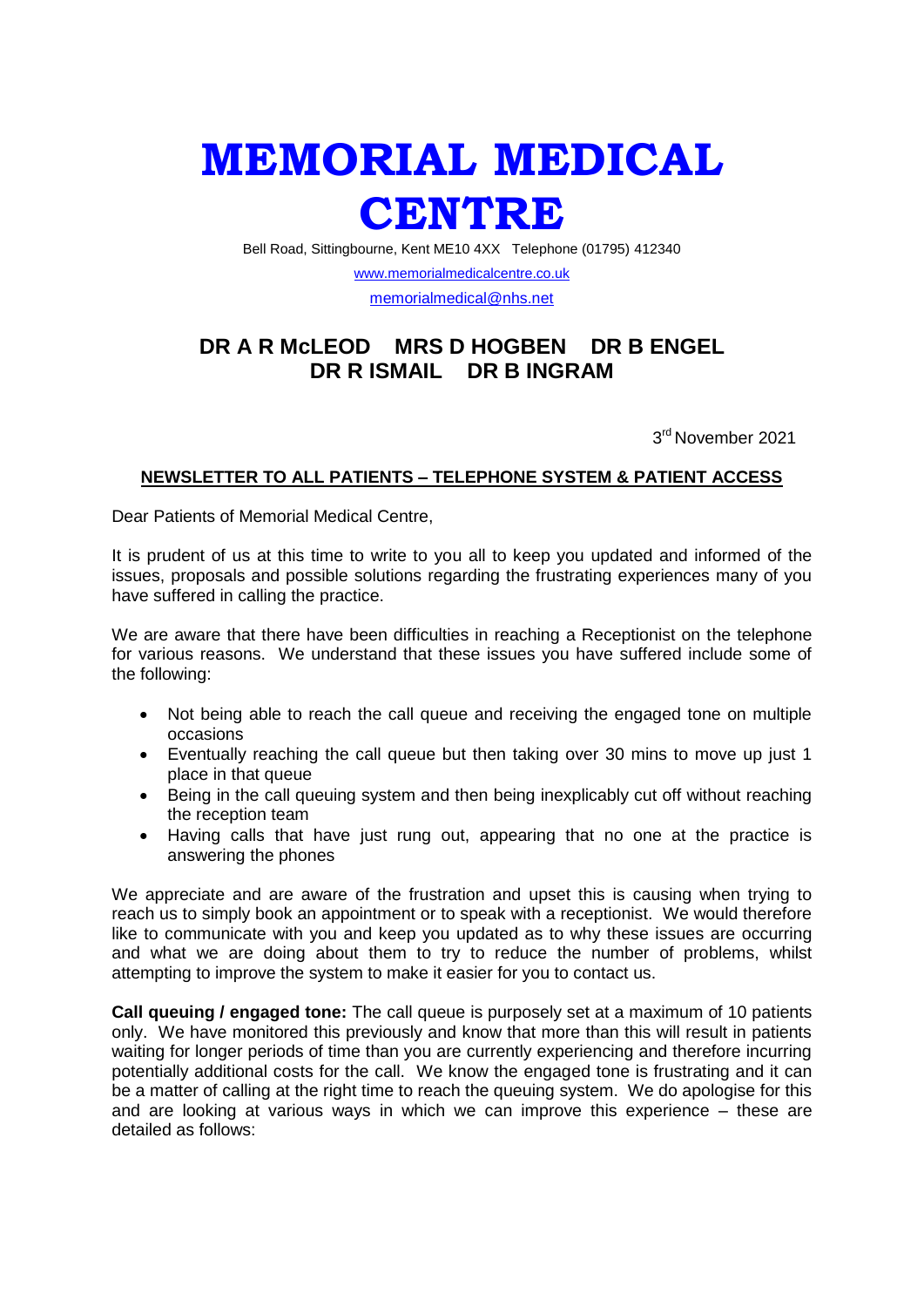# MEMORIAL MEDICAL CENTRE

Bell Road, Sittingbourne, Kent ME10 4XX Telephone (01795) 412340

www.memorialmedicalcentre.co.uk

memorialmedical@nhs.net

## DR A R McLEOD MRS D HOGBEN DR B ENGEL DR R ISMAIL DR B INGRAM

3rd November 2021

**NEWSLETTER TO ALL PATIENTS – TELEPHONE SYSTEM & PATIENT ACCESS**

Dear Patients of Memorial Medical Centre,

It is prudent of us at this time to write to you all to keep you updated and informed of the issues, proposals and possible solutions regarding the frustrating experiences many of you have suffered in calling the practice.

We are aware that there have been difficulties in reaching a Receptionist on the telephone for various reasons. We understand that these issues you have suffered include some of the following:

- Not being able to reach the call queue and receiving the engaged tone on multiple occasions
- Eventually reaching the call queue but then taking over 30 mins to move up just 1 place in that queue
- Being in the call queuing system and then being inexplicably cut off without reaching the reception team
- Having calls that have just rung out, appearing that no one at the practice is answering the phones

We appreciate and are aware of the frustration and upset this is causing when trying to reach us to simply book an appointment or to speak with a receptionist. We would therefore like to communicate with you and keep you updated as to why these issues are occurring and what we are doing about them to try to reduce the number of problems, whilst attempting to improve the system to make it easier for you to contact us.

**Call queuing / engaged tone:** The call queue is purposely set at a maximum of 10 patients only. We have monitored this previously and know that more than this will result in patients waiting for longer periods of time than you are currently experiencing and therefore incurring potentially additional costs for the call. We know the engaged tone is frustrating and it can be a matter of calling at the right time to reach the queuing system. We do apologise for this and are looking at various ways in which we can improve this experience – these are detailed as follows: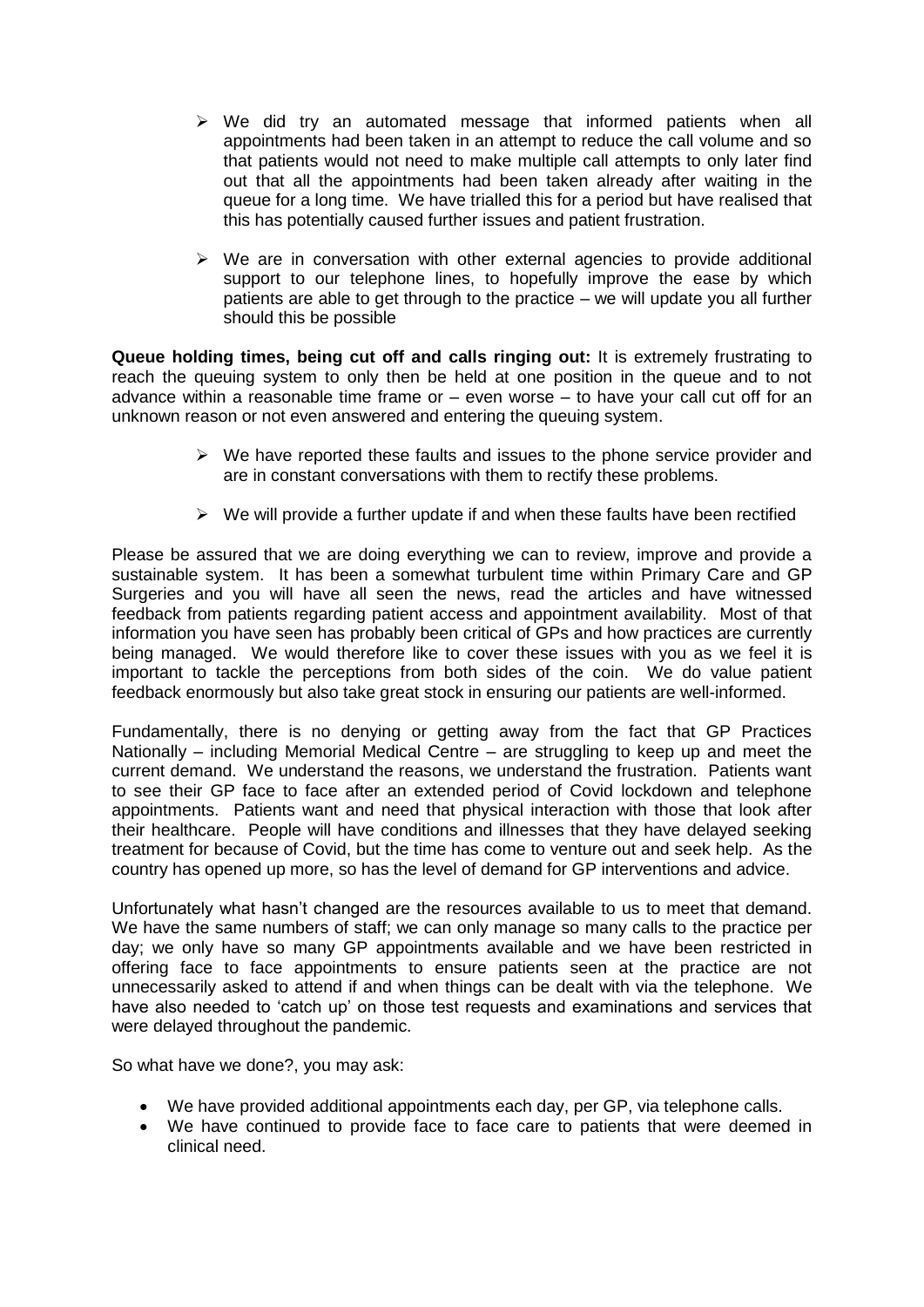- We did try an automated message that informed patients when all appointments had been taken in an attempt to reduce the call volume and so that patients would not need to make multiple call attempts to only later find out that all the appointments had been taken already after waiting in the queue for a long time. We have trialled this for a period but have realised that this has potentially caused further issues and patient frustration.

- We are in conversation with other external agencies to provide additional support to our telephone lines, to hopefully improve the ease by which patients are able to get through to the practice – we will update you all further should this be possible

**Queue holding times, being cut off and calls ringing out:** It is extremely frustrating to reach the queuing system to only then be held at one position in the queue and to not advance within a reasonable time frame or – even worse – to have your call cut off for an unknown reason or not even answered and entering the queuing system.

- We have reported these faults and issues to the phone service provider and are in constant conversations with them to rectify these problems.

- We will provide a further update if and when these faults have been rectified

Please be assured that we are doing everything we can to review, improve and provide a sustainable system. It has been a somewhat turbulent time within Primary Care and GP Surgeries and you will have all seen the news, read the articles and have witnessed feedback from patients regarding patient access and appointment availability. Most of that information you have seen has probably been critical of GPs and how practices are currently being managed. We would therefore like to cover these issues with you as we feel it is important to tackle the perceptions from both sides of the coin. We do value patient feedback enormously but also take great stock in ensuring our patients are well-informed.

Fundamentally, there is no denying or getting away from the fact that GP Practices Nationally – including Memorial Medical Centre – are struggling to keep up and meet the current demand. We understand the reasons, we understand the frustration. Patients want to see their GP face to face after an extended period of Covid lockdown and telephone appointments. Patients want and need that physical interaction with those that look after their healthcare. People will have conditions and illnesses that they have delayed seeking treatment for because of Covid, but the time has come to venture out and seek help. As the country has opened up more, so has the level of demand for GP interventions and advice.

Unfortunately what hasn't changed are the resources available to us to meet that demand. We have the same numbers of staff; we can only manage so many calls to the practice per day; we only have so many GP appointments available and we have been restricted in offering face to face appointments to ensure patients seen at the practice are not unnecessarily asked to attend if and when things can be dealt with via the telephone. We have also needed to 'catch up' on those test requests and examinations and services that were delayed throughout the pandemic.

So what have we done?, you may ask:

- We have provided additional appointments each day, per GP, via telephone calls.
- We have continued to provide face to face care to patients that were deemed in clinical need.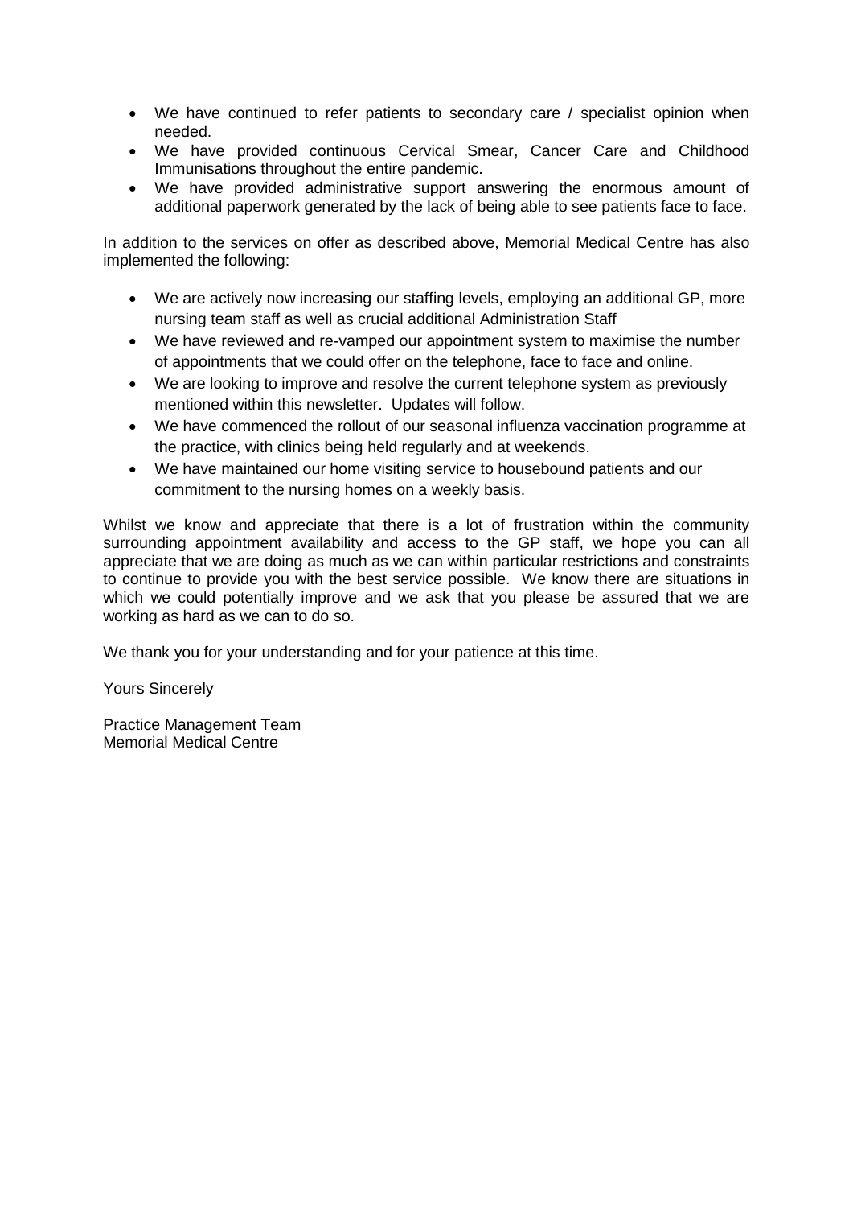- We have continued to refer patients to secondary care / specialist opinion when needed.
- We have provided continuous Cervical Smear, Cancer Care and Childhood Immunisations throughout the entire pandemic.
- We have provided administrative support answering the enormous amount of additional paperwork generated by the lack of being able to see patients face to face.

In addition to the services on offer as described above, Memorial Medical Centre has also implemented the following:

- We are actively now increasing our staffing levels, employing an additional GP, more nursing team staff as well as crucial additional Administration Staff
- We have reviewed and re-vamped our appointment system to maximise the number of appointments that we could offer on the telephone, face to face and online.
- We are looking to improve and resolve the current telephone system as previously mentioned within this newsletter. Updates will follow.
- We have commenced the rollout of our seasonal influenza vaccination programme at the practice, with clinics being held regularly and at weekends.
- We have maintained our home visiting service to housebound patients and our commitment to the nursing homes on a weekly basis.

Whilst we know and appreciate that there is a lot of frustration within the community surrounding appointment availability and access to the GP staff, we hope you can all appreciate that we are doing as much as we can within particular restrictions and constraints to continue to provide you with the best service possible. We know there are situations in which we could potentially improve and we ask that you please be assured that we are working as hard as we can to do so.

We thank you for your understanding and for your patience at this time.

Yours Sincerely

Practice Management Team
Memorial Medical Centre